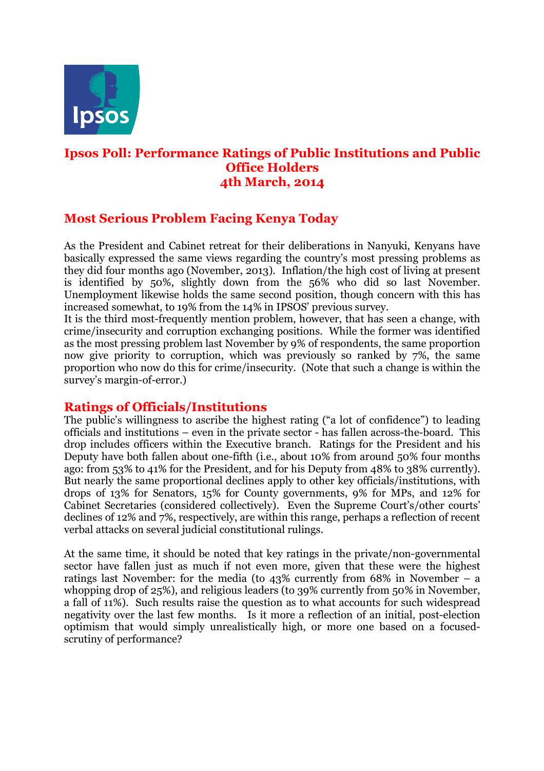# Ipsos Poll: Performance Ratings of Public Institutions and Public Office Holders
# 4th March, 2014

## Most Serious Problem Facing Kenya Today

As the President and Cabinet retreat for their deliberations in Nanyuki, Kenyans have basically expressed the same views regarding the country's most pressing problems as they did four months ago (November, 2013). Inflation/the high cost of living at present is identified by 50%, slightly down from the 56% who did so last November. Unemployment likewise holds the same second position, though concern with this has increased somewhat, to 19% from the 14% in IPSOS' previous survey.

It is the third most-frequently mention problem, however, that has seen a change, with crime/insecurity and corruption exchanging positions. While the former was identified as the most pressing problem last November by 9% of respondents, the same proportion now give priority to corruption, which was previously so ranked by 7%, the same proportion who now do this for crime/insecurity. (Note that such a change is within the survey's margin-of-error.)

## Ratings of Officials/Institutions

The public's willingness to ascribe the highest rating ("a lot of confidence") to leading officials and institutions – even in the private sector - has fallen across-the-board. This drop includes officers within the Executive branch. Ratings for the President and his Deputy have both fallen about one-fifth (i.e., about 10% from around 50% four months ago: from 53% to 41% for the President, and for his Deputy from 48% to 38% currently). But nearly the same proportional declines apply to other key officials/institutions, with drops of 13% for Senators, 15% for County governments, 9% for MPs, and 12% for Cabinet Secretaries (considered collectively). Even the Supreme Court's/other courts' declines of 12% and 7%, respectively, are within this range, perhaps a reflection of recent verbal attacks on several judicial constitutional rulings.

At the same time, it should be noted that key ratings in the private/non-governmental sector have fallen just as much if not even more, given that these were the highest ratings last November: for the media (to 43% currently from 68% in November – a whopping drop of 25%), and religious leaders (to 39% currently from 50% in November, a fall of 11%). Such results raise the question as to what accounts for such widespread negativity over the last few months. Is it more a reflection of an initial, post-election optimism that would simply unrealistically high, or more one based on a focused-scrutiny of performance?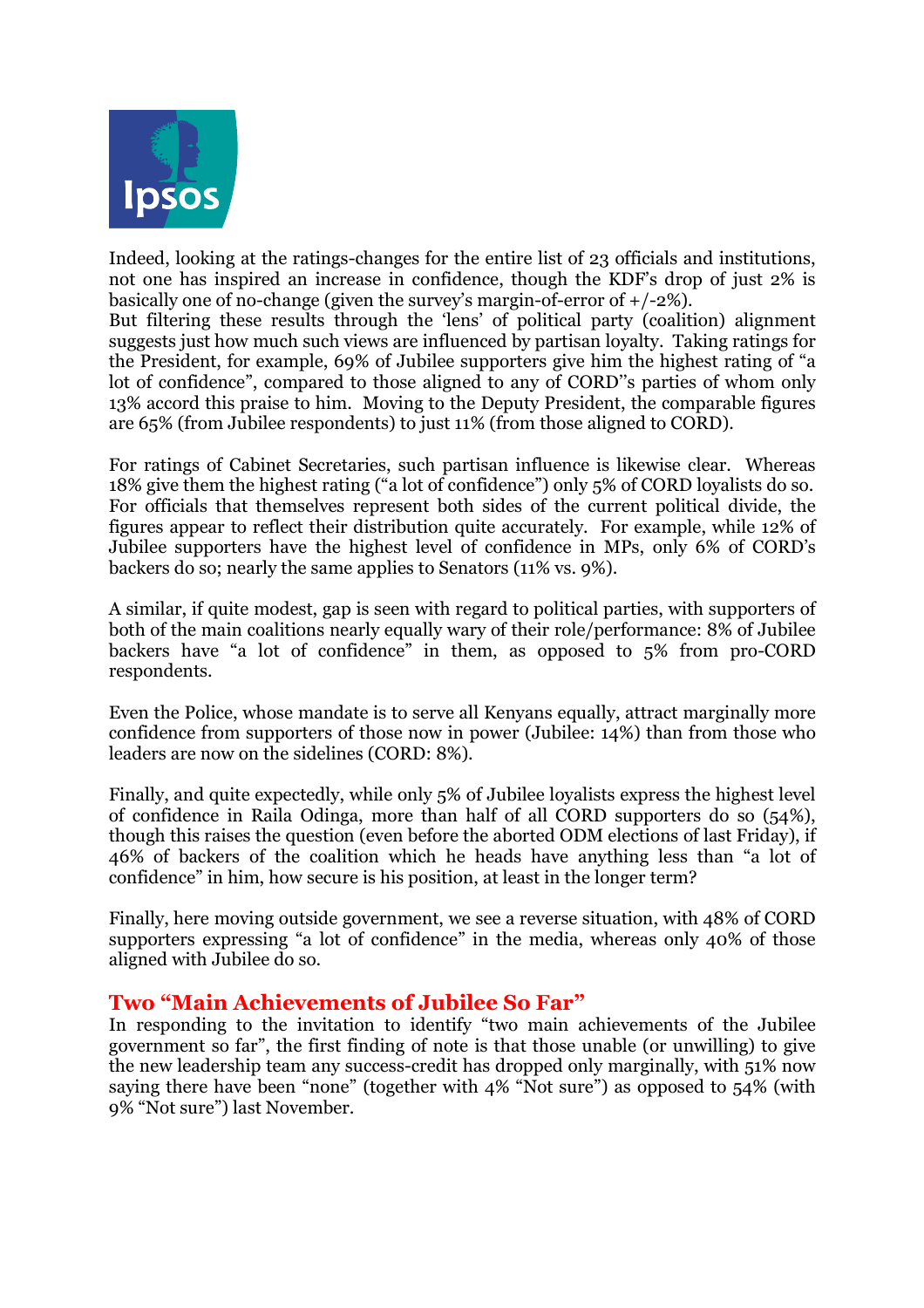Indeed, looking at the ratings-changes for the entire list of 23 officials and institutions, not one has inspired an increase in confidence, though the KDF's drop of just 2% is basically one of no-change (given the survey's margin-of-error of +/-2%).
But filtering these results through the 'lens' of political party (coalition) alignment suggests just how much such views are influenced by partisan loyalty. Taking ratings for the President, for example, 69% of Jubilee supporters give him the highest rating of "a lot of confidence", compared to those aligned to any of CORD''s parties of whom only 13% accord this praise to him. Moving to the Deputy President, the comparable figures are 65% (from Jubilee respondents) to just 11% (from those aligned to CORD).

For ratings of Cabinet Secretaries, such partisan influence is likewise clear. Whereas 18% give them the highest rating ("a lot of confidence") only 5% of CORD loyalists do so. For officials that themselves represent both sides of the current political divide, the figures appear to reflect their distribution quite accurately. For example, while 12% of Jubilee supporters have the highest level of confidence in MPs, only 6% of CORD's backers do so; nearly the same applies to Senators (11% vs. 9%).

A similar, if quite modest, gap is seen with regard to political parties, with supporters of both of the main coalitions nearly equally wary of their role/performance: 8% of Jubilee backers have "a lot of confidence" in them, as opposed to 5% from pro-CORD respondents.

Even the Police, whose mandate is to serve all Kenyans equally, attract marginally more confidence from supporters of those now in power (Jubilee: 14%) than from those who leaders are now on the sidelines (CORD: 8%).

Finally, and quite expectedly, while only 5% of Jubilee loyalists express the highest level of confidence in Raila Odinga, more than half of all CORD supporters do so (54%), though this raises the question (even before the aborted ODM elections of last Friday), if 46% of backers of the coalition which he heads have anything less than "a lot of confidence" in him, how secure is his position, at least in the longer term?

Finally, here moving outside government, we see a reverse situation, with 48% of CORD supporters expressing "a lot of confidence" in the media, whereas only 40% of those aligned with Jubilee do so.

## Two "Main Achievements of Jubilee So Far"

In responding to the invitation to identify "two main achievements of the Jubilee government so far", the first finding of note is that those unable (or unwilling) to give the new leadership team any success-credit has dropped only marginally, with 51% now saying there have been "none" (together with 4% "Not sure") as opposed to 54% (with 9% "Not sure") last November.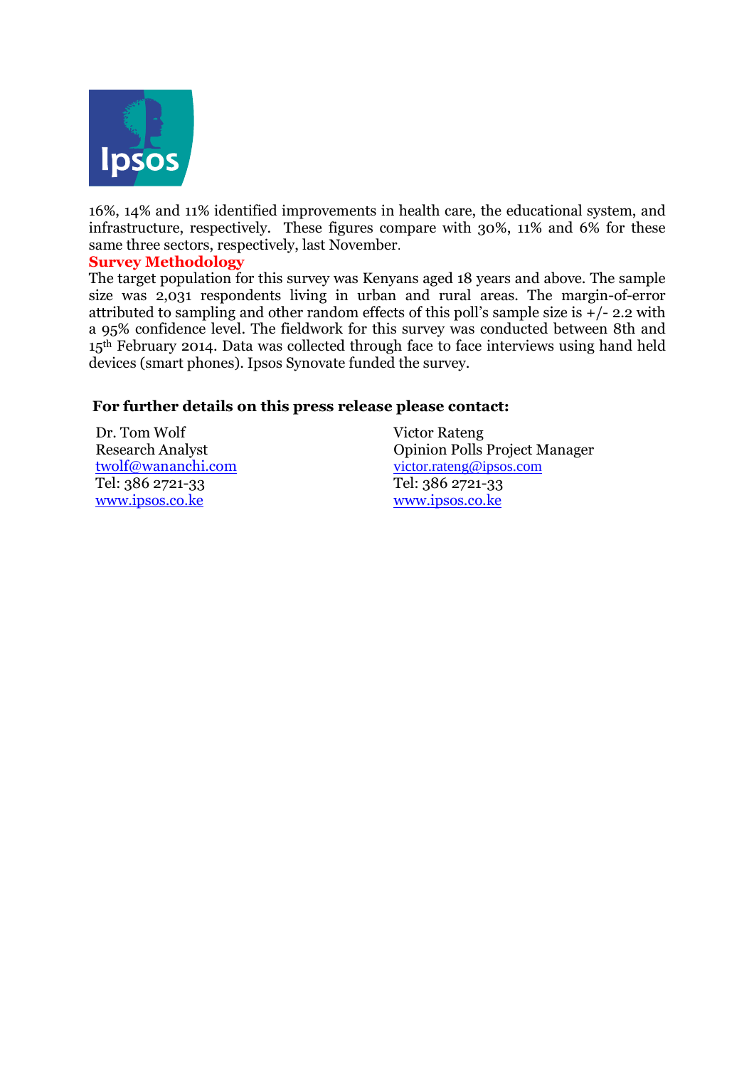16%, 14% and 11% identified improvements in health care, the educational system, and infrastructure, respectively. These figures compare with 30%, 11% and 6% for these same three sectors, respectively, last November.

## Survey Methodology

The target population for this survey was Kenyans aged 18 years and above. The sample size was 2,031 respondents living in urban and rural areas. The margin-of-error attributed to sampling and other random effects of this poll's sample size is +/- 2.2 with a 95% confidence level. The fieldwork for this survey was conducted between 8th and 15th February 2014. Data was collected through face to face interviews using hand held devices (smart phones). Ipsos Synovate funded the survey.

**For further details on this press release please contact:**

Dr. Tom Wolf
Research Analyst
twolf@wananchi.com
Tel: 386 2721-33
www.ipsos.co.ke

Victor Rateng
Opinion Polls Project Manager
victor.rateng@ipsos.com
Tel: 386 2721-33
www.ipsos.co.ke